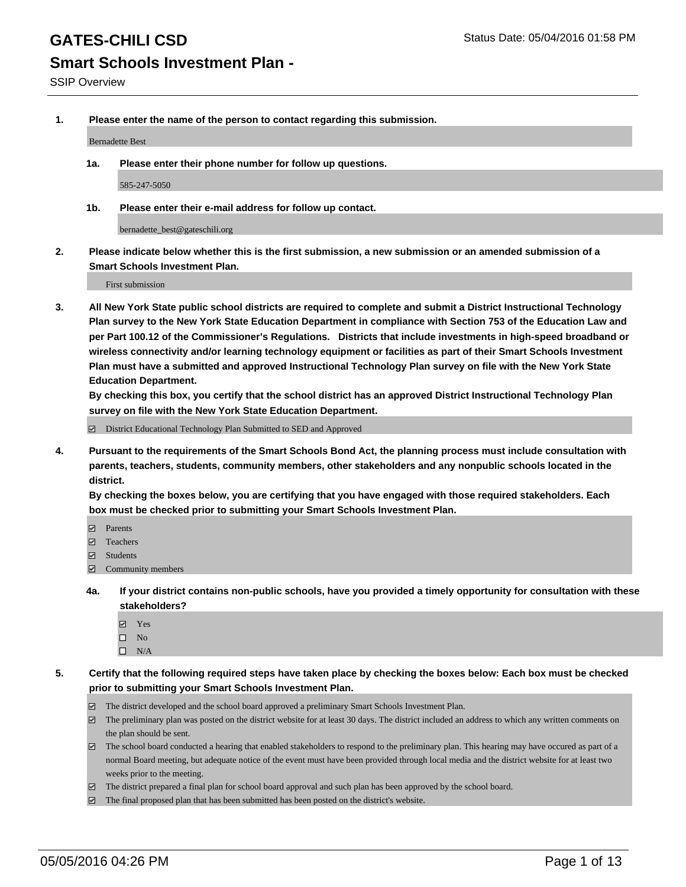# GATES-CHILI CSD

Status Date: 05/04/2016 01:58 PM

## Smart Schools Investment Plan -

SSIP Overview

**1. Please enter the name of the person to contact regarding this submission.**

Bernadette Best

**1a. Please enter their phone number for follow up questions.**

585-247-5050

**1b. Please enter their e-mail address for follow up contact.**

bernadette_best@gateschili.org

**2. Please indicate below whether this is the first submission, a new submission or an amended submission of a Smart Schools Investment Plan.**

First submission

**3. All New York State public school districts are required to complete and submit a District Instructional Technology Plan survey to the New York State Education Department in compliance with Section 753 of the Education Law and per Part 100.12 of the Commissioner's Regulations. Districts that include investments in high-speed broadband or wireless connectivity and/or learning technology equipment or facilities as part of their Smart Schools Investment Plan must have a submitted and approved Instructional Technology Plan survey on file with the New York State Education Department.**
**By checking this box, you certify that the school district has an approved District Instructional Technology Plan survey on file with the New York State Education Department.**

- [x] District Educational Technology Plan Submitted to SED and Approved

**4. Pursuant to the requirements of the Smart Schools Bond Act, the planning process must include consultation with parents, teachers, students, community members, other stakeholders and any nonpublic schools located in the district.**
**By checking the boxes below, you are certifying that you have engaged with those required stakeholders. Each box must be checked prior to submitting your Smart Schools Investment Plan.**

- [x] Parents
- [x] Teachers
- [x] Students
- [x] Community members

**4a. If your district contains non-public schools, have you provided a timely opportunity for consultation with these stakeholders?**

- [x] Yes
- [ ] No
- [ ] N/A

**5. Certify that the following required steps have taken place by checking the boxes below: Each box must be checked prior to submitting your Smart Schools Investment Plan.**

- [x] The district developed and the school board approved a preliminary Smart Schools Investment Plan.
- [x] The preliminary plan was posted on the district website for at least 30 days. The district included an address to which any written comments on the plan should be sent.
- [x] The school board conducted a hearing that enabled stakeholders to respond to the preliminary plan. This hearing may have occured as part of a normal Board meeting, but adequate notice of the event must have been provided through local media and the district website for at least two weeks prior to the meeting.
- [x] The district prepared a final plan for school board approval and such plan has been approved by the school board.
- [x] The final proposed plan that has been submitted has been posted on the district's website.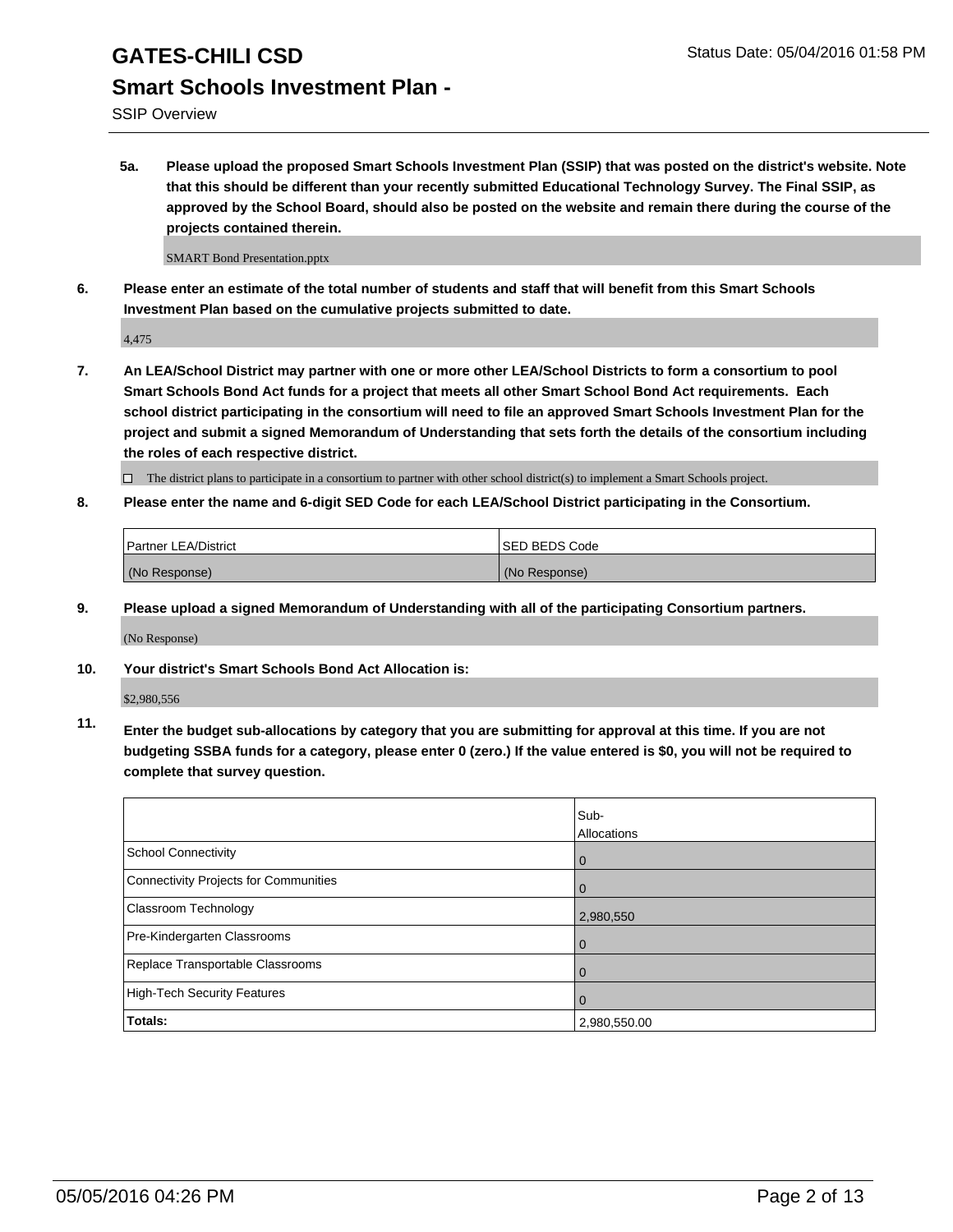# GATES-CHILI CSD

## Smart Schools Investment Plan -

SSIP Overview

Status Date: 05/04/2016 01:58 PM

**5a. Please upload the proposed Smart Schools Investment Plan (SSIP) that was posted on the district's website. Note that this should be different than your recently submitted Educational Technology Survey. The Final SSIP, as approved by the School Board, should also be posted on the website and remain there during the course of the projects contained therein.**

SMART Bond Presentation.pptx

**6. Please enter an estimate of the total number of students and staff that will benefit from this Smart Schools Investment Plan based on the cumulative projects submitted to date.**

4,475

**7. An LEA/School District may partner with one or more other LEA/School Districts to form a consortium to pool Smart Schools Bond Act funds for a project that meets all other Smart School Bond Act requirements. Each school district participating in the consortium will need to file an approved Smart Schools Investment Plan for the project and submit a signed Memorandum of Understanding that sets forth the details of the consortium including the roles of each respective district.**

☐ The district plans to participate in a consortium to partner with other school district(s) to implement a Smart Schools project.

**8. Please enter the name and 6-digit SED Code for each LEA/School District participating in the Consortium.**

| Partner LEA/District | SED BEDS Code |
|---|---|
| (No Response) | (No Response) |

**9. Please upload a signed Memorandum of Understanding with all of the participating Consortium partners.**

(No Response)

**10. Your district's Smart Schools Bond Act Allocation is:**

$2,980,556

**11. Enter the budget sub-allocations by category that you are submitting for approval at this time. If you are not budgeting SSBA funds for a category, please enter 0 (zero.) If the value entered is $0, you will not be required to complete that survey question.**

| | Sub-Allocations |
|---|---|
| School Connectivity | 0 |
| Connectivity Projects for Communities | 0 |
| Classroom Technology | 2,980,550 |
| Pre-Kindergarten Classrooms | 0 |
| Replace Transportable Classrooms | 0 |
| High-Tech Security Features | 0 |
| **Totals:** | 2,980,550.00 |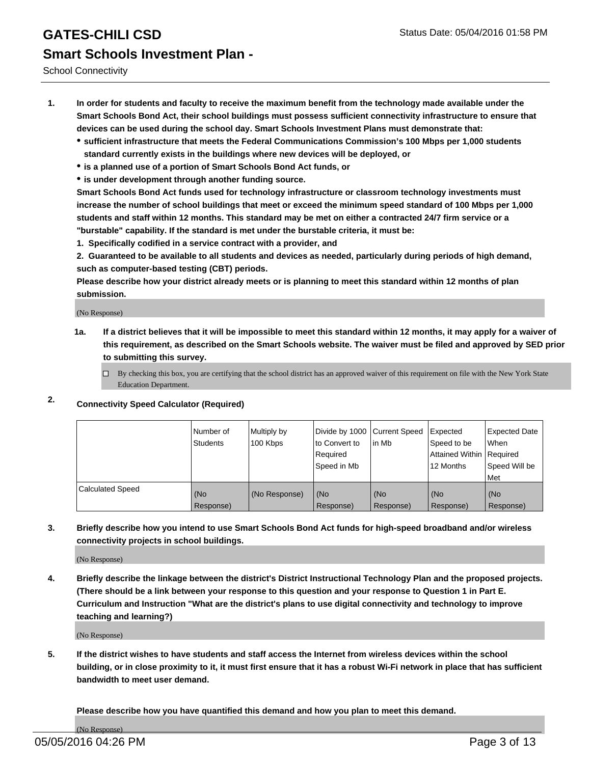# GATES-CHILI CSD

## Smart Schools Investment Plan -

School Connectivity

1. **In order for students and faculty to receive the maximum benefit from the technology made available under the Smart Schools Bond Act, their school buildings must possess sufficient connectivity infrastructure to ensure that devices can be used during the school day. Smart Schools Investment Plans must demonstrate that:**
   - **sufficient infrastructure that meets the Federal Communications Commission's 100 Mbps per 1,000 students standard currently exists in the buildings where new devices will be deployed, or**
   - **is a planned use of a portion of Smart Schools Bond Act funds, or**
   - **is under development through another funding source.**

   **Smart Schools Bond Act funds used for technology infrastructure or classroom technology investments must increase the number of school buildings that meet or exceed the minimum speed standard of 100 Mbps per 1,000 students and staff within 12 months. This standard may be met on either a contracted 24/7 firm service or a "burstable" capability. If the standard is met under the burstable criteria, it must be:**

   **1. Specifically codified in a service contract with a provider, and**

   **2. Guaranteed to be available to all students and devices as needed, particularly during periods of high demand, such as computer-based testing (CBT) periods.**

   **Please describe how your district already meets or is planning to meet this standard within 12 months of plan submission.**

   (No Response)

   **1a. If a district believes that it will be impossible to meet this standard within 12 months, it may apply for a waiver of this requirement, as described on the Smart Schools website. The waiver must be filed and approved by SED prior to submitting this survey.**

   ☐ By checking this box, you are certifying that the school district has an approved waiver of this requirement on file with the New York State Education Department.

2. **Connectivity Speed Calculator (Required)**

| | Number of Students | Multiply by 100 Kbps | Divide by 1000 to Convert to Required Speed in Mb | Current Speed in Mb | Expected Speed to be Attained Within 12 Months | Expected Date When Required Speed Will be Met |
|---|---|---|---|---|---|---|
| Calculated Speed | (No Response) | (No Response) | (No Response) | (No Response) | (No Response) | (No Response) |

3. **Briefly describe how you intend to use Smart Schools Bond Act funds for high-speed broadband and/or wireless connectivity projects in school buildings.**

   (No Response)

4. **Briefly describe the linkage between the district's District Instructional Technology Plan and the proposed projects. (There should be a link between your response to this question and your response to Question 1 in Part E. Curriculum and Instruction "What are the district's plans to use digital connectivity and technology to improve teaching and learning?)**

   (No Response)

5. **If the district wishes to have students and staff access the Internet from wireless devices within the school building, or in close proximity to it, it must first ensure that it has a robust Wi-Fi network in place that has sufficient bandwidth to meet user demand.**

   **Please describe how you have quantified this demand and how you plan to meet this demand.**

   (No Response)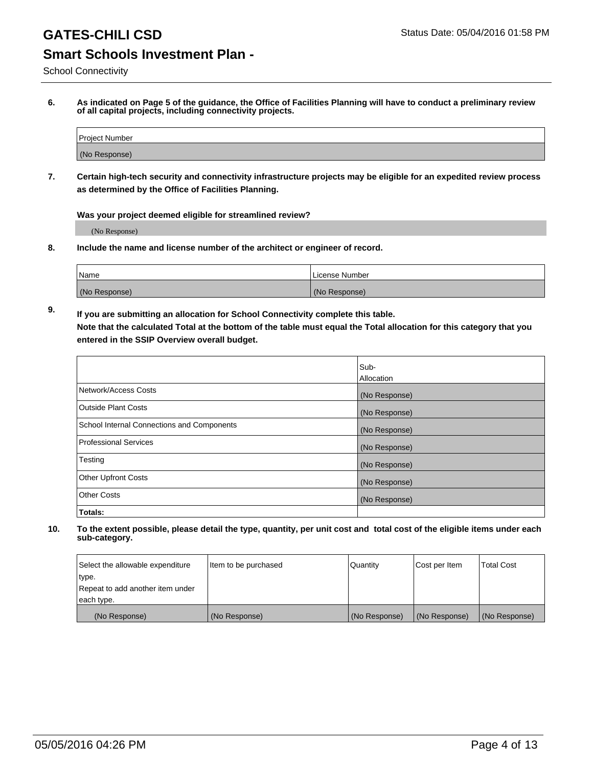# GATES-CHILI CSD

Status Date: 05/04/2016 01:58 PM

## Smart Schools Investment Plan -

School Connectivity

**6. As indicated on Page 5 of the guidance, the Office of Facilities Planning will have to conduct a preliminary review of all capital projects, including connectivity projects.**

| Project Number |
| --- |
| (No Response) |

**7. Certain high-tech security and connectivity infrastructure projects may be eligible for an expedited review process as determined by the Office of Facilities Planning.**

**Was your project deemed eligible for streamlined review?**

(No Response)

**8. Include the name and license number of the architect or engineer of record.**

| Name | License Number |
| --- | --- |
| (No Response) | (No Response) |

**9. If you are submitting an allocation for School Connectivity complete this table.**
**Note that the calculated Total at the bottom of the table must equal the Total allocation for this category that you entered in the SSIP Overview overall budget.**

| | Sub-Allocation |
| --- | --- |
| Network/Access Costs | (No Response) |
| Outside Plant Costs | (No Response) |
| School Internal Connections and Components | (No Response) |
| Professional Services | (No Response) |
| Testing | (No Response) |
| Other Upfront Costs | (No Response) |
| Other Costs | (No Response) |
| **Totals:** | |

**10. To the extent possible, please detail the type, quantity, per unit cost and total cost of the eligible items under each sub-category.**

| Select the allowable expenditure type. Repeat to add another item under each type. | Item to be purchased | Quantity | Cost per Item | Total Cost |
| --- | --- | --- | --- | --- |
| (No Response) | (No Response) | (No Response) | (No Response) | (No Response) |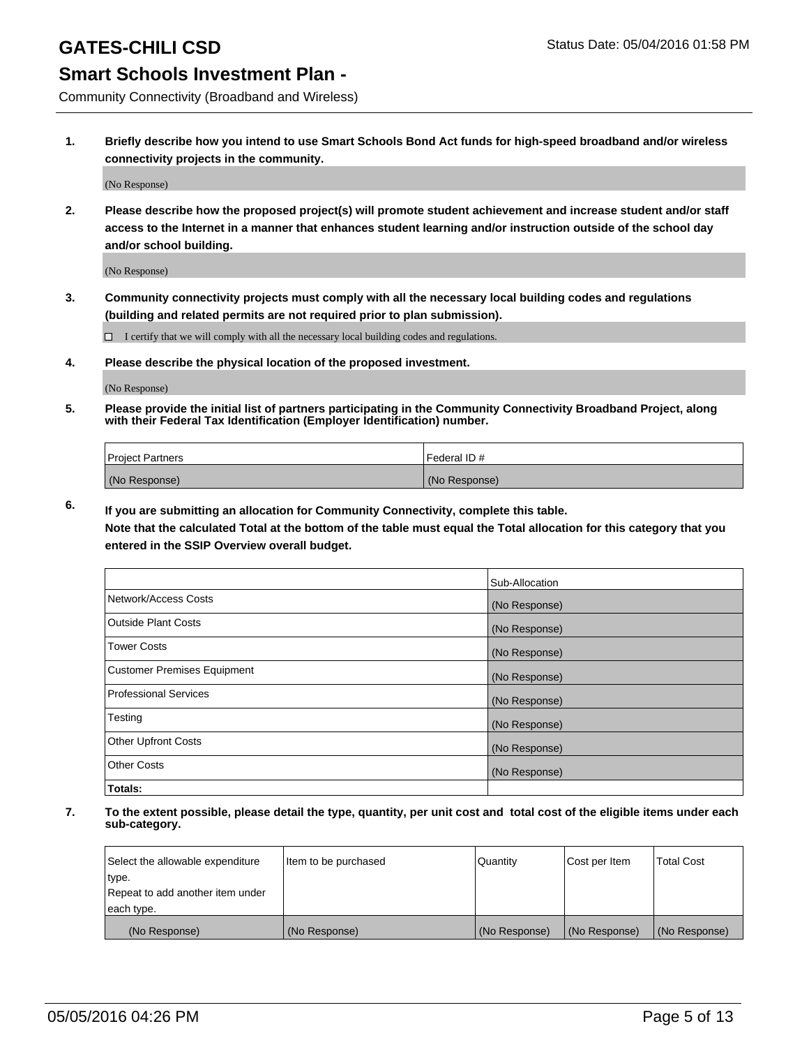# GATES-CHILI CSD

Status Date: 05/04/2016 01:58 PM

## Smart Schools Investment Plan -

Community Connectivity (Broadband and Wireless)

1. **Briefly describe how you intend to use Smart Schools Bond Act funds for high-speed broadband and/or wireless connectivity projects in the community.**

   (No Response)

2. **Please describe how the proposed project(s) will promote student achievement and increase student and/or staff access to the Internet in a manner that enhances student learning and/or instruction outside of the school day and/or school building.**

   (No Response)

3. **Community connectivity projects must comply with all the necessary local building codes and regulations (building and related permits are not required prior to plan submission).**

   ☐ I certify that we will comply with all the necessary local building codes and regulations.

4. **Please describe the physical location of the proposed investment.**

   (No Response)

5. **Please provide the initial list of partners participating in the Community Connectivity Broadband Project, along with their Federal Tax Identification (Employer Identification) number.**

| Project Partners | Federal ID # |
| --- | --- |
| (No Response) | (No Response) |

6. **If you are submitting an allocation for Community Connectivity, complete this table.**
   **Note that the calculated Total at the bottom of the table must equal the Total allocation for this category that you entered in the SSIP Overview overall budget.**

| | Sub-Allocation |
| --- | --- |
| Network/Access Costs | (No Response) |
| Outside Plant Costs | (No Response) |
| Tower Costs | (No Response) |
| Customer Premises Equipment | (No Response) |
| Professional Services | (No Response) |
| Testing | (No Response) |
| Other Upfront Costs | (No Response) |
| Other Costs | (No Response) |
| **Totals:** | |

7. **To the extent possible, please detail the type, quantity, per unit cost and total cost of the eligible items under each sub-category.**

| Select the allowable expenditure type. Repeat to add another item under each type. | Item to be purchased | Quantity | Cost per Item | Total Cost |
| --- | --- | --- | --- | --- |
| (No Response) | (No Response) | (No Response) | (No Response) | (No Response) |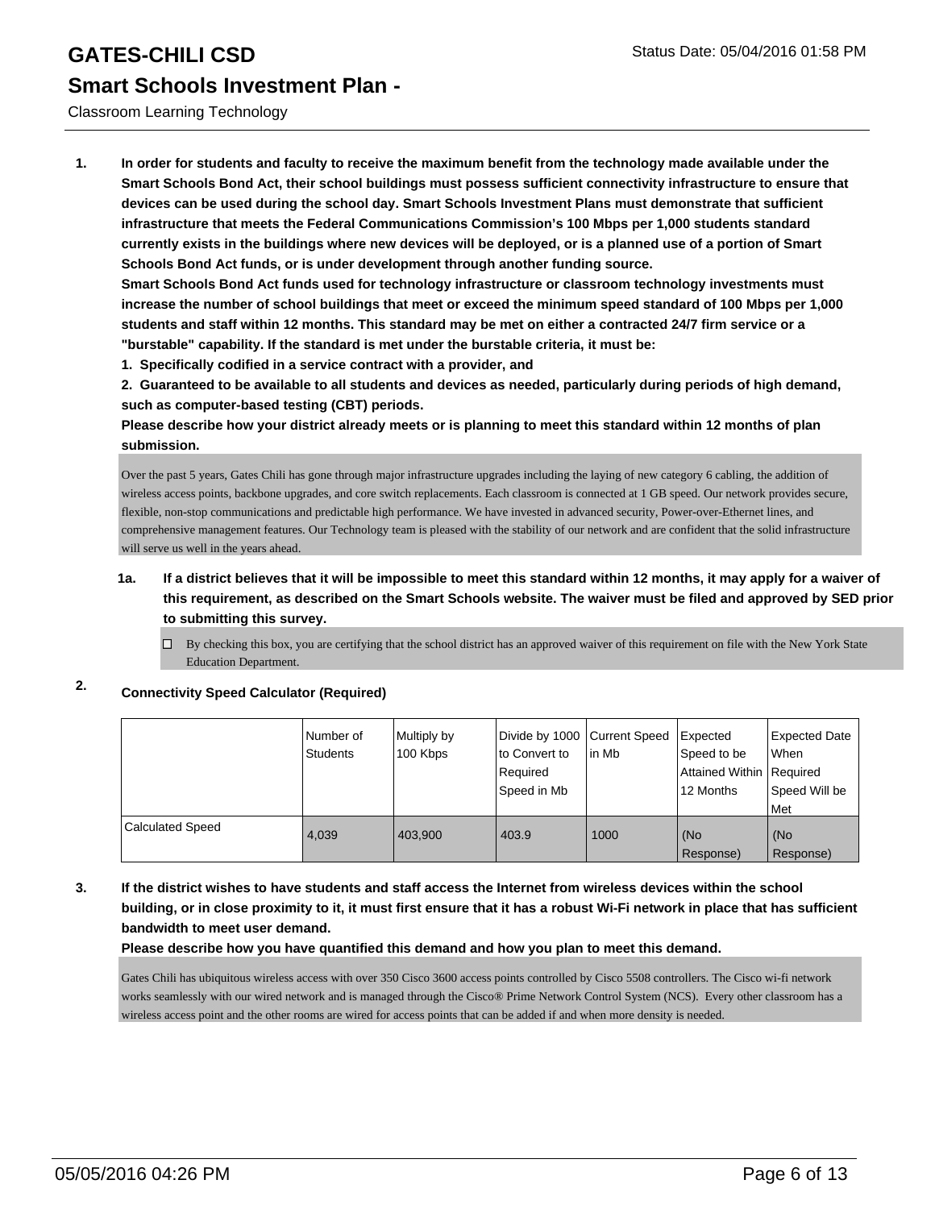# GATES-CHILI CSD

## Smart Schools Investment Plan -

Classroom Learning Technology

1. **In order for students and faculty to receive the maximum benefit from the technology made available under the Smart Schools Bond Act, their school buildings must possess sufficient connectivity infrastructure to ensure that devices can be used during the school day. Smart Schools Investment Plans must demonstrate that sufficient infrastructure that meets the Federal Communications Commission's 100 Mbps per 1,000 students standard currently exists in the buildings where new devices will be deployed, or is a planned use of a portion of Smart Schools Bond Act funds, or is under development through another funding source.**
   **Smart Schools Bond Act funds used for technology infrastructure or classroom technology investments must increase the number of school buildings that meet or exceed the minimum speed standard of 100 Mbps per 1,000 students and staff within 12 months. This standard may be met on either a contracted 24/7 firm service or a "burstable" capability. If the standard is met under the burstable criteria, it must be:**
   **1. Specifically codified in a service contract with a provider, and**
   **2. Guaranteed to be available to all students and devices as needed, particularly during periods of high demand, such as computer-based testing (CBT) periods.**
   **Please describe how your district already meets or is planning to meet this standard within 12 months of plan submission.**

   Over the past 5 years, Gates Chili has gone through major infrastructure upgrades including the laying of new category 6 cabling, the addition of wireless access points, backbone upgrades, and core switch replacements. Each classroom is connected at 1 GB speed. Our network provides secure, flexible, non-stop communications and predictable high performance. We have invested in advanced security, Power-over-Ethernet lines, and comprehensive management features. Our Technology team is pleased with the stability of our network and are confident that the solid infrastructure will serve us well in the years ahead.

   **1a. If a district believes that it will be impossible to meet this standard within 12 months, it may apply for a waiver of this requirement, as described on the Smart Schools website. The waiver must be filed and approved by SED prior to submitting this survey.**

   ☐ By checking this box, you are certifying that the school district has an approved waiver of this requirement on file with the New York State Education Department.

2. **Connectivity Speed Calculator (Required)**

| | Number of Students | Multiply by 100 Kbps | Divide by 1000 to Convert to Required Speed in Mb | Current Speed in Mb | Expected Speed to be Attained Within 12 Months | Expected Date When Required Speed Will be Met |
|---|---|---|---|---|---|---|
| Calculated Speed | 4,039 | 403,900 | 403.9 | 1000 | (No Response) | (No Response) |

3. **If the district wishes to have students and staff access the Internet from wireless devices within the school building, or in close proximity to it, it must first ensure that it has a robust Wi-Fi network in place that has sufficient bandwidth to meet user demand.**
   **Please describe how you have quantified this demand and how you plan to meet this demand.**

   Gates Chili has ubiquitous wireless access with over 350 Cisco 3600 access points controlled by Cisco 5508 controllers. The Cisco wi-fi network works seamlessly with our wired network and is managed through the Cisco® Prime Network Control System (NCS). Every other classroom has a wireless access point and the other rooms are wired for access points that can be added if and when more density is needed.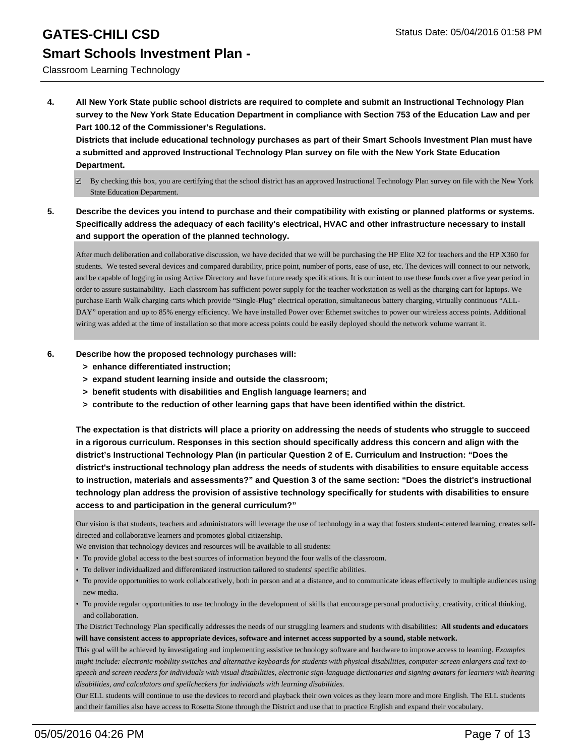**4. All New York State public school districts are required to complete and submit an Instructional Technology Plan survey to the New York State Education Department in compliance with Section 753 of the Education Law and per Part 100.12 of the Commissioner's Regulations.**
**Districts that include educational technology purchases as part of their Smart Schools Investment Plan must have a submitted and approved Instructional Technology Plan survey on file with the New York State Education Department.**

☑ By checking this box, you are certifying that the school district has an approved Instructional Technology Plan survey on file with the New York State Education Department.

**5. Describe the devices you intend to purchase and their compatibility with existing or planned platforms or systems. Specifically address the adequacy of each facility's electrical, HVAC and other infrastructure necessary to install and support the operation of the planned technology.**

After much deliberation and collaborative discussion, we have decided that we will be purchasing the HP Elite X2 for teachers and the HP X360 for students. We tested several devices and compared durability, price point, number of ports, ease of use, etc. The devices will connect to our network, and be capable of logging in using Active Directory and have future ready specifications. It is our intent to use these funds over a five year period in order to assure sustainability. Each classroom has sufficient power supply for the teacher workstation as well as the charging cart for laptops. We purchase Earth Walk charging carts which provide "Single-Plug" electrical operation, simultaneous battery charging, virtually continuous "ALL-DAY" operation and up to 85% energy efficiency. We have installed Power over Ethernet switches to power our wireless access points. Additional wiring was added at the time of installation so that more access points could be easily deployed should the network volume warrant it.

**6. Describe how the proposed technology purchases will:**
- **> enhance differentiated instruction;**
- **> expand student learning inside and outside the classroom;**
- **> benefit students with disabilities and English language learners; and**
- **> contribute to the reduction of other learning gaps that have been identified within the district.**

**The expectation is that districts will place a priority on addressing the needs of students who struggle to succeed in a rigorous curriculum. Responses in this section should specifically address this concern and align with the district's Instructional Technology Plan (in particular Question 2 of E. Curriculum and Instruction: "Does the district's instructional technology plan address the needs of students with disabilities to ensure equitable access to instruction, materials and assessments?" and Question 3 of the same section: "Does the district's instructional technology plan address the provision of assistive technology specifically for students with disabilities to ensure access to and participation in the general curriculum?"**

Our vision is that students, teachers and administrators will leverage the use of technology in a way that fosters student-centered learning, creates self-directed and collaborative learners and promotes global citizenship.
We envision that technology devices and resources will be available to all students:

- To provide global access to the best sources of information beyond the four walls of the classroom.
- To deliver individualized and differentiated instruction tailored to students' specific abilities.
- To provide opportunities to work collaboratively, both in person and at a distance, and to communicate ideas effectively to multiple audiences using new media.
- To provide regular opportunities to use technology in the development of skills that encourage personal productivity, creativity, critical thinking, and collaboration.

The District Technology Plan specifically addresses the needs of our struggling learners and students with disabilities: **All students and educators will have consistent access to appropriate devices, software and internet access supported by a sound, stable network.**
This goal will be achieved by **i**nvestigating and implementing assistive technology software and hardware to improve access to learning. *Examples might include: electronic mobility switches and alternative keyboards for students with physical disabilities, computer-screen enlargers and text-to-speech and screen readers for individuals with visual disabilities, electronic sign-language dictionaries and signing avatars for learners with hearing disabilities, and calculators and spellcheckers for individuals with learning disabilities.*
Our ELL students will continue to use the devices to record and playback their own voices as they learn more and more English. The ELL students and their families also have access to Rosetta Stone through the District and use that to practice English and expand their vocabulary.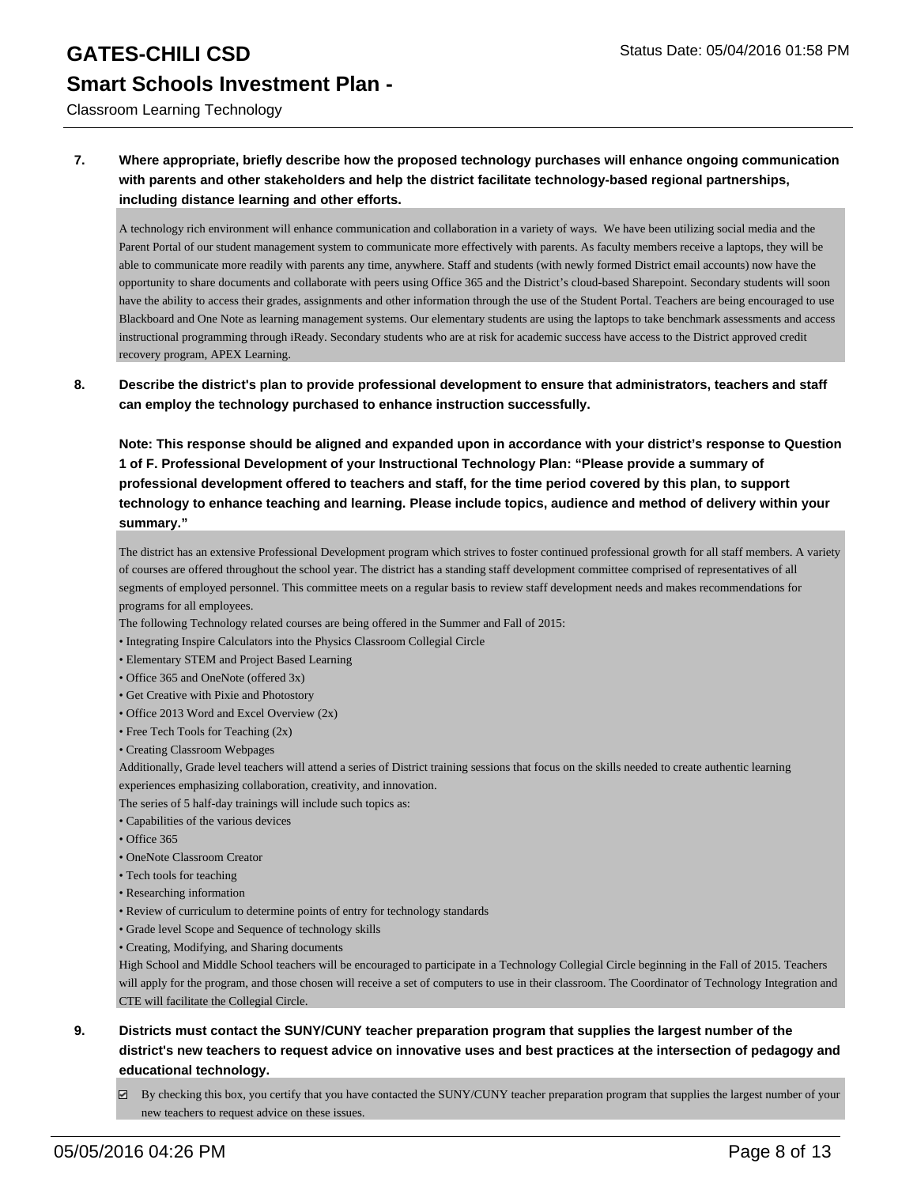**7. Where appropriate, briefly describe how the proposed technology purchases will enhance ongoing communication with parents and other stakeholders and help the district facilitate technology-based regional partnerships, including distance learning and other efforts.**

A technology rich environment will enhance communication and collaboration in a variety of ways. We have been utilizing social media and the Parent Portal of our student management system to communicate more effectively with parents. As faculty members receive a laptops, they will be able to communicate more readily with parents any time, anywhere. Staff and students (with newly formed District email accounts) now have the opportunity to share documents and collaborate with peers using Office 365 and the District's cloud-based Sharepoint. Secondary students will soon have the ability to access their grades, assignments and other information through the use of the Student Portal. Teachers are being encouraged to use Blackboard and One Note as learning management systems. Our elementary students are using the laptops to take benchmark assessments and access instructional programming through iReady. Secondary students who are at risk for academic success have access to the District approved credit recovery program, APEX Learning.

**8. Describe the district's plan to provide professional development to ensure that administrators, teachers and staff can employ the technology purchased to enhance instruction successfully.**

**Note: This response should be aligned and expanded upon in accordance with your district's response to Question 1 of F. Professional Development of your Instructional Technology Plan: "Please provide a summary of professional development offered to teachers and staff, for the time period covered by this plan, to support technology to enhance teaching and learning. Please include topics, audience and method of delivery within your summary."**

The district has an extensive Professional Development program which strives to foster continued professional growth for all staff members. A variety of courses are offered throughout the school year. The district has a standing staff development committee comprised of representatives of all segments of employed personnel. This committee meets on a regular basis to review staff development needs and makes recommendations for programs for all employees.

The following Technology related courses are being offered in the Summer and Fall of 2015:

- Integrating Inspire Calculators into the Physics Classroom Collegial Circle
- Elementary STEM and Project Based Learning
- Office 365 and OneNote (offered 3x)
- Get Creative with Pixie and Photostory
- Office 2013 Word and Excel Overview (2x)
- Free Tech Tools for Teaching (2x)
- Creating Classroom Webpages

Additionally, Grade level teachers will attend a series of District training sessions that focus on the skills needed to create authentic learning experiences emphasizing collaboration, creativity, and innovation.

The series of 5 half-day trainings will include such topics as:

- Capabilities of the various devices
- Office 365
- OneNote Classroom Creator
- Tech tools for teaching
- Researching information
- Review of curriculum to determine points of entry for technology standards
- Grade level Scope and Sequence of technology skills
- Creating, Modifying, and Sharing documents

High School and Middle School teachers will be encouraged to participate in a Technology Collegial Circle beginning in the Fall of 2015. Teachers will apply for the program, and those chosen will receive a set of computers to use in their classroom. The Coordinator of Technology Integration and CTE will facilitate the Collegial Circle.

**9. Districts must contact the SUNY/CUNY teacher preparation program that supplies the largest number of the district's new teachers to request advice on innovative uses and best practices at the intersection of pedagogy and educational technology.**

☑ By checking this box, you certify that you have contacted the SUNY/CUNY teacher preparation program that supplies the largest number of your new teachers to request advice on these issues.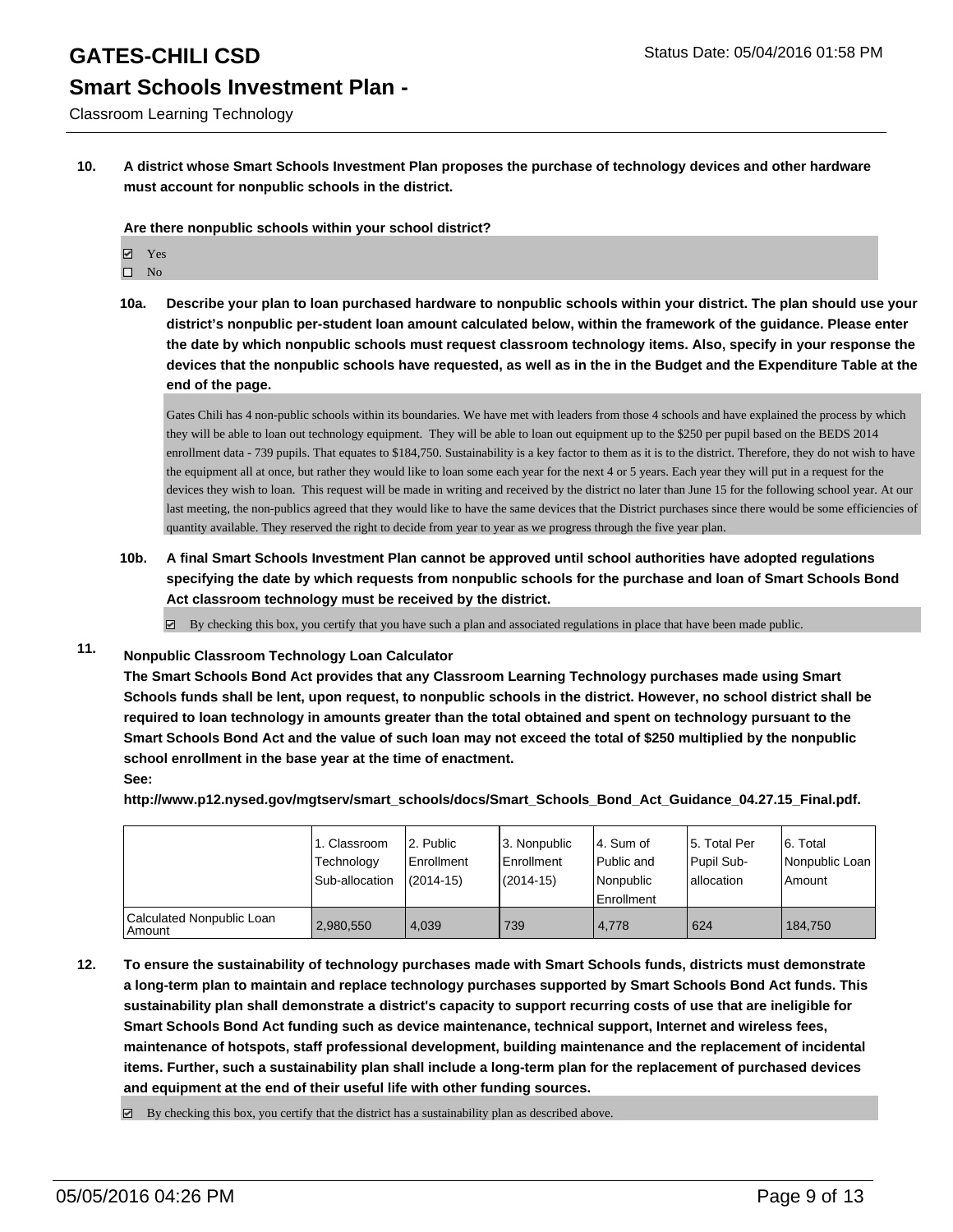# GATES-CHILI CSD

## Smart Schools Investment Plan -

Classroom Learning Technology

Status Date: 05/04/2016 01:58 PM

**10. A district whose Smart Schools Investment Plan proposes the purchase of technology devices and other hardware must account for nonpublic schools in the district.**

**Are there nonpublic schools within your school district?**

☑ Yes
☐ No

**10a. Describe your plan to loan purchased hardware to nonpublic schools within your district. The plan should use your district's nonpublic per-student loan amount calculated below, within the framework of the guidance. Please enter the date by which nonpublic schools must request classroom technology items. Also, specify in your response the devices that the nonpublic schools have requested, as well as in the in the Budget and the Expenditure Table at the end of the page.**

Gates Chili has 4 non-public schools within its boundaries. We have met with leaders from those 4 schools and have explained the process by which they will be able to loan out technology equipment. They will be able to loan out equipment up to the $250 per pupil based on the BEDS 2014 enrollment data - 739 pupils. That equates to $184,750. Sustainability is a key factor to them as it is to the district. Therefore, they do not wish to have the equipment all at once, but rather they would like to loan some each year for the next 4 or 5 years. Each year they will put in a request for the devices they wish to loan. This request will be made in writing and received by the district no later than June 15 for the following school year. At our last meeting, the non-publics agreed that they would like to have the same devices that the District purchases since there would be some efficiencies of quantity available. They reserved the right to decide from year to year as we progress through the five year plan.

**10b. A final Smart Schools Investment Plan cannot be approved until school authorities have adopted regulations specifying the date by which requests from nonpublic schools for the purchase and loan of Smart Schools Bond Act classroom technology must be received by the district.**

☑ By checking this box, you certify that you have such a plan and associated regulations in place that have been made public.

**11. Nonpublic Classroom Technology Loan Calculator**

**The Smart Schools Bond Act provides that any Classroom Learning Technology purchases made using Smart Schools funds shall be lent, upon request, to nonpublic schools in the district. However, no school district shall be required to loan technology in amounts greater than the total obtained and spent on technology pursuant to the Smart Schools Bond Act and the value of such loan may not exceed the total of $250 multiplied by the nonpublic school enrollment in the base year at the time of enactment.**

**See:**

**http://www.p12.nysed.gov/mgtserv/smart_schools/docs/Smart_Schools_Bond_Act_Guidance_04.27.15_Final.pdf.**

| | 1. Classroom Technology Sub-allocation | 2. Public Enrollment (2014-15) | 3. Nonpublic Enrollment (2014-15) | 4. Sum of Public and Nonpublic Enrollment | 5. Total Per Pupil Sub-allocation | 6. Total Nonpublic Loan Amount |
|---|---|---|---|---|---|---|
| Calculated Nonpublic Loan Amount | 2,980,550 | 4,039 | 739 | 4,778 | 624 | 184,750 |

**12. To ensure the sustainability of technology purchases made with Smart Schools funds, districts must demonstrate a long-term plan to maintain and replace technology purchases supported by Smart Schools Bond Act funds. This sustainability plan shall demonstrate a district's capacity to support recurring costs of use that are ineligible for Smart Schools Bond Act funding such as device maintenance, technical support, Internet and wireless fees, maintenance of hotspots, staff professional development, building maintenance and the replacement of incidental items. Further, such a sustainability plan shall include a long-term plan for the replacement of purchased devices and equipment at the end of their useful life with other funding sources.**

☑ By checking this box, you certify that the district has a sustainability plan as described above.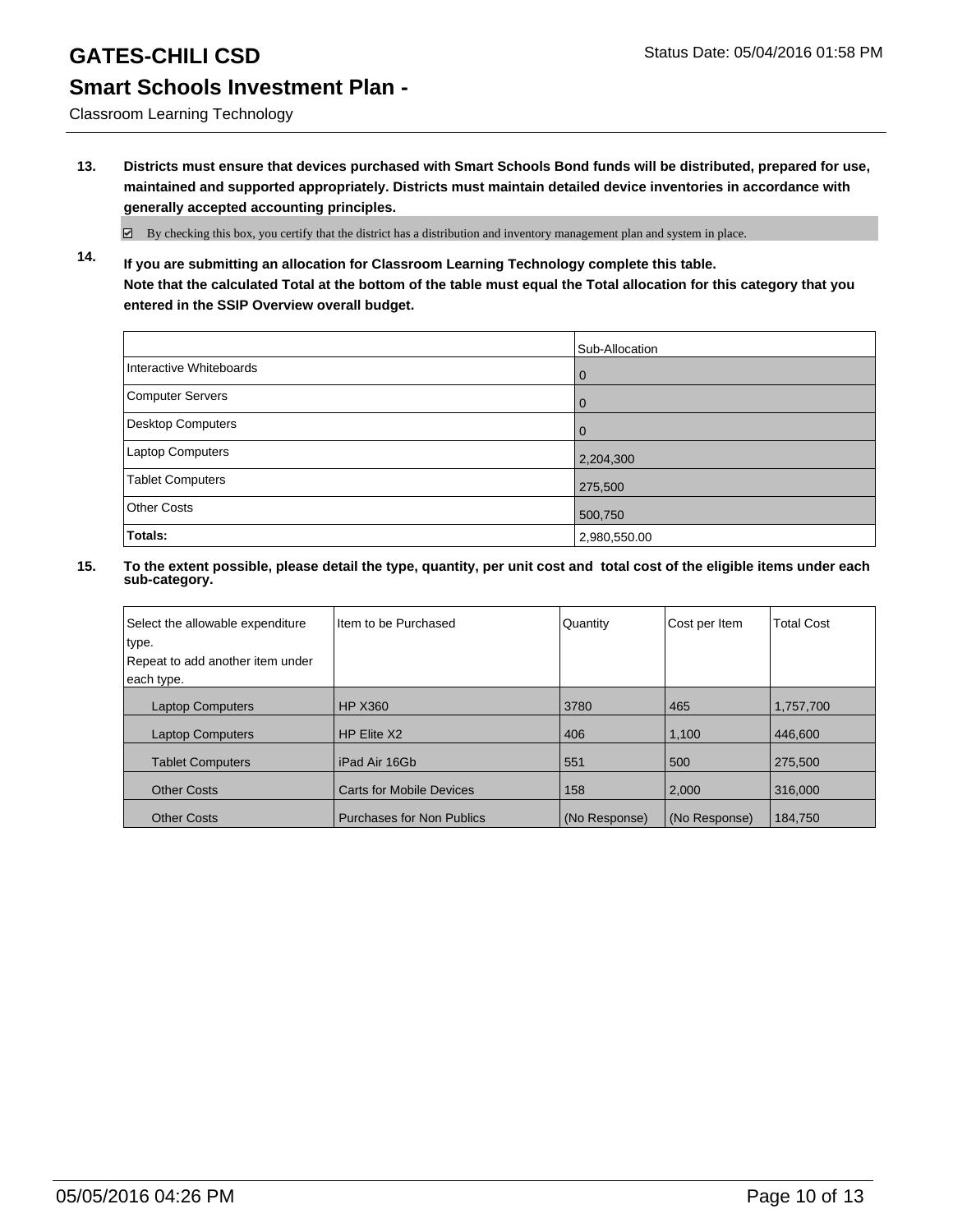# GATES-CHILI CSD

Status Date: 05/04/2016 01:58 PM

## Smart Schools Investment Plan -

Classroom Learning Technology

**13. Districts must ensure that devices purchased with Smart Schools Bond funds will be distributed, prepared for use, maintained and supported appropriately. Districts must maintain detailed device inventories in accordance with generally accepted accounting principles.**

☑ By checking this box, you certify that the district has a distribution and inventory management plan and system in place.

**14. If you are submitting an allocation for Classroom Learning Technology complete this table.**
**Note that the calculated Total at the bottom of the table must equal the Total allocation for this category that you entered in the SSIP Overview overall budget.**

| | Sub-Allocation |
|---|---|
| Interactive Whiteboards | 0 |
| Computer Servers | 0 |
| Desktop Computers | 0 |
| Laptop Computers | 2,204,300 |
| Tablet Computers | 275,500 |
| Other Costs | 500,750 |
| **Totals:** | 2,980,550.00 |

**15. To the extent possible, please detail the type, quantity, per unit cost and total cost of the eligible items under each sub-category.**

| Select the allowable expenditure type. Repeat to add another item under each type. | Item to be Purchased | Quantity | Cost per Item | Total Cost |
|---|---|---|---|---|
| Laptop Computers | HP X360 | 3780 | 465 | 1,757,700 |
| Laptop Computers | HP Elite X2 | 406 | 1,100 | 446,600 |
| Tablet Computers | iPad Air 16Gb | 551 | 500 | 275,500 |
| Other Costs | Carts for Mobile Devices | 158 | 2,000 | 316,000 |
| Other Costs | Purchases for Non Publics | (No Response) | (No Response) | 184,750 |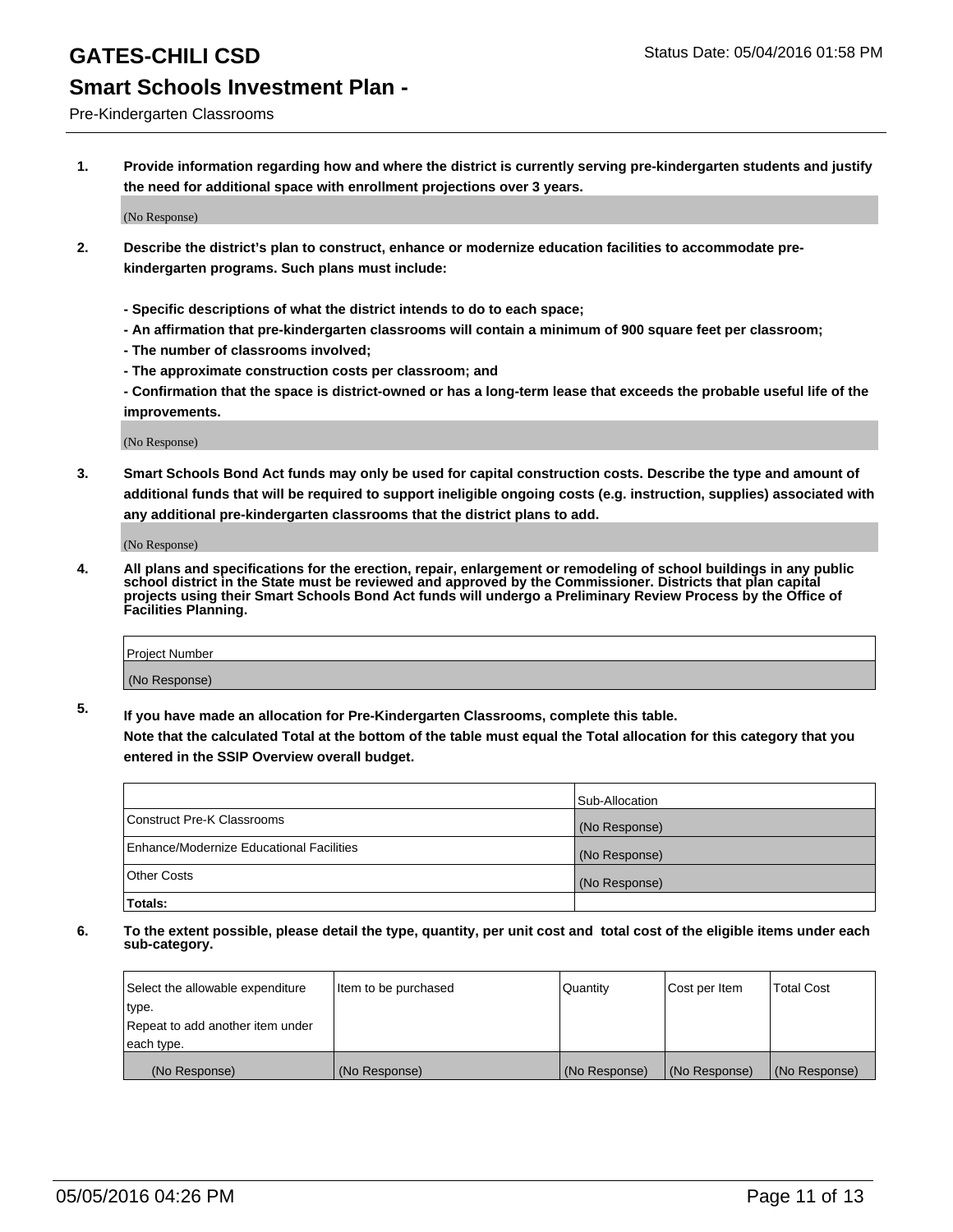# GATES-CHILI CSD

Status Date: 05/04/2016 01:58 PM

## Smart Schools Investment Plan -

Pre-Kindergarten Classrooms

**1. Provide information regarding how and where the district is currently serving pre-kindergarten students and justify the need for additional space with enrollment projections over 3 years.**

(No Response)

**2. Describe the district's plan to construct, enhance or modernize education facilities to accommodate pre-kindergarten programs. Such plans must include:**

**- Specific descriptions of what the district intends to do to each space;**
**- An affirmation that pre-kindergarten classrooms will contain a minimum of 900 square feet per classroom;**
**- The number of classrooms involved;**
**- The approximate construction costs per classroom; and**
**- Confirmation that the space is district-owned or has a long-term lease that exceeds the probable useful life of the improvements.**

(No Response)

**3. Smart Schools Bond Act funds may only be used for capital construction costs. Describe the type and amount of additional funds that will be required to support ineligible ongoing costs (e.g. instruction, supplies) associated with any additional pre-kindergarten classrooms that the district plans to add.**

(No Response)

**4. All plans and specifications for the erection, repair, enlargement or remodeling of school buildings in any public school district in the State must be reviewed and approved by the Commissioner. Districts that plan capital projects using their Smart Schools Bond Act funds will undergo a Preliminary Review Process by the Office of Facilities Planning.**

| Project Number |
|---|
| (No Response) |

**5. If you have made an allocation for Pre-Kindergarten Classrooms, complete this table.**
**Note that the calculated Total at the bottom of the table must equal the Total allocation for this category that you entered in the SSIP Overview overall budget.**

| | Sub-Allocation |
|---|---|
| Construct Pre-K Classrooms | (No Response) |
| Enhance/Modernize Educational Facilities | (No Response) |
| Other Costs | (No Response) |
| **Totals:** | |

**6. To the extent possible, please detail the type, quantity, per unit cost and total cost of the eligible items under each sub-category.**

| Select the allowable expenditure type. Repeat to add another item under each type. | Item to be purchased | Quantity | Cost per Item | Total Cost |
|---|---|---|---|---|
| (No Response) | (No Response) | (No Response) | (No Response) | (No Response) |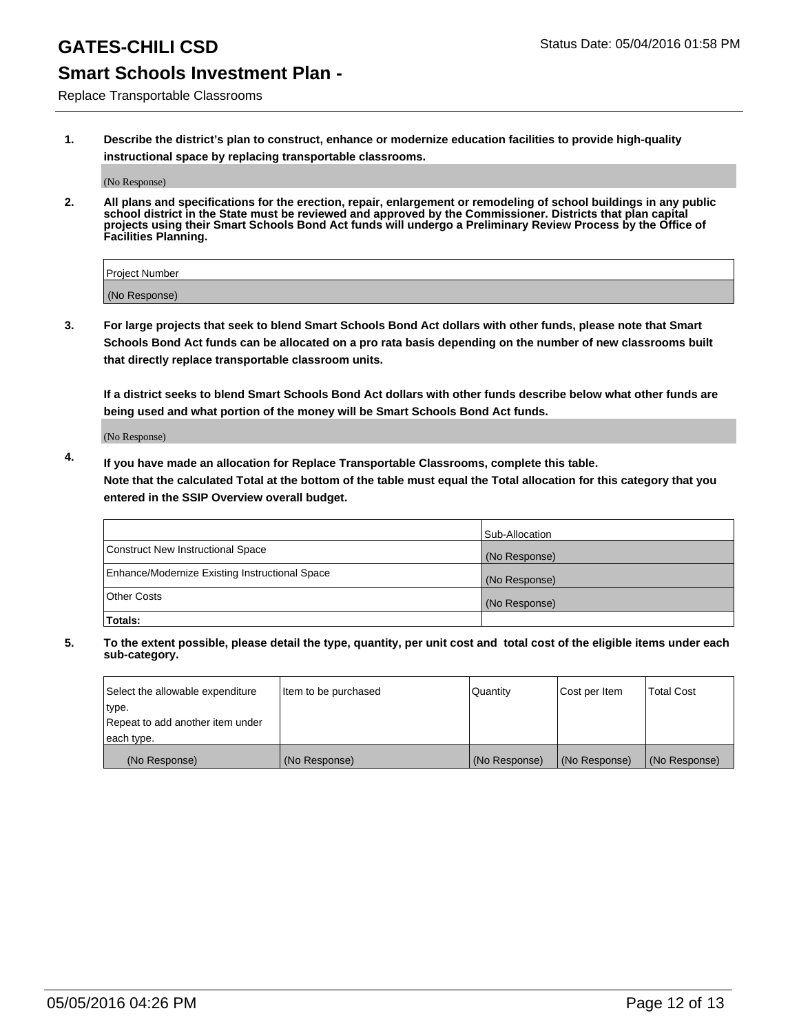# GATES-CHILI CSD

## Smart Schools Investment Plan -

Replace Transportable Classrooms

Status Date: 05/04/2016 01:58 PM

**1. Describe the district's plan to construct, enhance or modernize education facilities to provide high-quality instructional space by replacing transportable classrooms.**

(No Response)

**2. All plans and specifications for the erection, repair, enlargement or remodeling of school buildings in any public school district in the State must be reviewed and approved by the Commissioner. Districts that plan capital projects using their Smart Schools Bond Act funds will undergo a Preliminary Review Process by the Office of Facilities Planning.**

| Project Number |
| --- |
| (No Response) |

**3. For large projects that seek to blend Smart Schools Bond Act dollars with other funds, please note that Smart Schools Bond Act funds can be allocated on a pro rata basis depending on the number of new classrooms built that directly replace transportable classroom units.**

**If a district seeks to blend Smart Schools Bond Act dollars with other funds describe below what other funds are being used and what portion of the money will be Smart Schools Bond Act funds.**

(No Response)

**4. If you have made an allocation for Replace Transportable Classrooms, complete this table. Note that the calculated Total at the bottom of the table must equal the Total allocation for this category that you entered in the SSIP Overview overall budget.**

| | Sub-Allocation |
| --- | --- |
| Construct New Instructional Space | (No Response) |
| Enhance/Modernize Existing Instructional Space | (No Response) |
| Other Costs | (No Response) |
| **Totals:** | |

**5. To the extent possible, please detail the type, quantity, per unit cost and total cost of the eligible items under each sub-category.**

| Select the allowable expenditure type. Repeat to add another item under each type. | Item to be purchased | Quantity | Cost per Item | Total Cost |
| --- | --- | --- | --- | --- |
| (No Response) | (No Response) | (No Response) | (No Response) | (No Response) |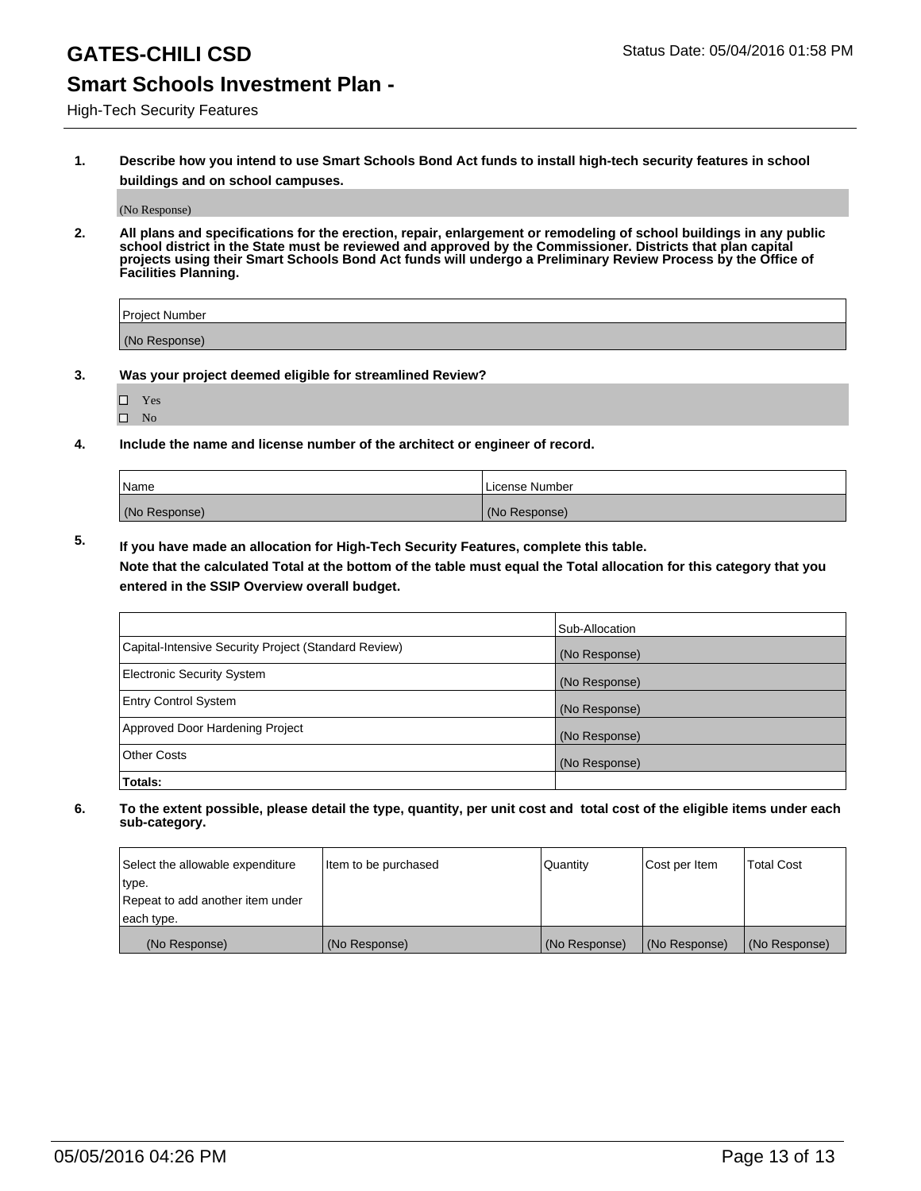# GATES-CHILI CSD

Status Date: 05/04/2016 01:58 PM

## Smart Schools Investment Plan -

High-Tech Security Features

**1. Describe how you intend to use Smart Schools Bond Act funds to install high-tech security features in school buildings and on school campuses.**

(No Response)

**2. All plans and specifications for the erection, repair, enlargement or remodeling of school buildings in any public school district in the State must be reviewed and approved by the Commissioner. Districts that plan capital projects using their Smart Schools Bond Act funds will undergo a Preliminary Review Process by the Office of Facilities Planning.**

| Project Number |
| --- |
| (No Response) |

**3. Was your project deemed eligible for streamlined Review?**

- ☐ Yes
- ☐ No

**4. Include the name and license number of the architect or engineer of record.**

| Name | License Number |
| --- | --- |
| (No Response) | (No Response) |

**5. If you have made an allocation for High-Tech Security Features, complete this table.**
**Note that the calculated Total at the bottom of the table must equal the Total allocation for this category that you entered in the SSIP Overview overall budget.**

| | Sub-Allocation |
| --- | --- |
| Capital-Intensive Security Project (Standard Review) | (No Response) |
| Electronic Security System | (No Response) |
| Entry Control System | (No Response) |
| Approved Door Hardening Project | (No Response) |
| Other Costs | (No Response) |
| **Totals:** | |

**6. To the extent possible, please detail the type, quantity, per unit cost and total cost of the eligible items under each sub-category.**

| Select the allowable expenditure type. Repeat to add another item under each type. | Item to be purchased | Quantity | Cost per Item | Total Cost |
| --- | --- | --- | --- | --- |
| (No Response) | (No Response) | (No Response) | (No Response) | (No Response) |